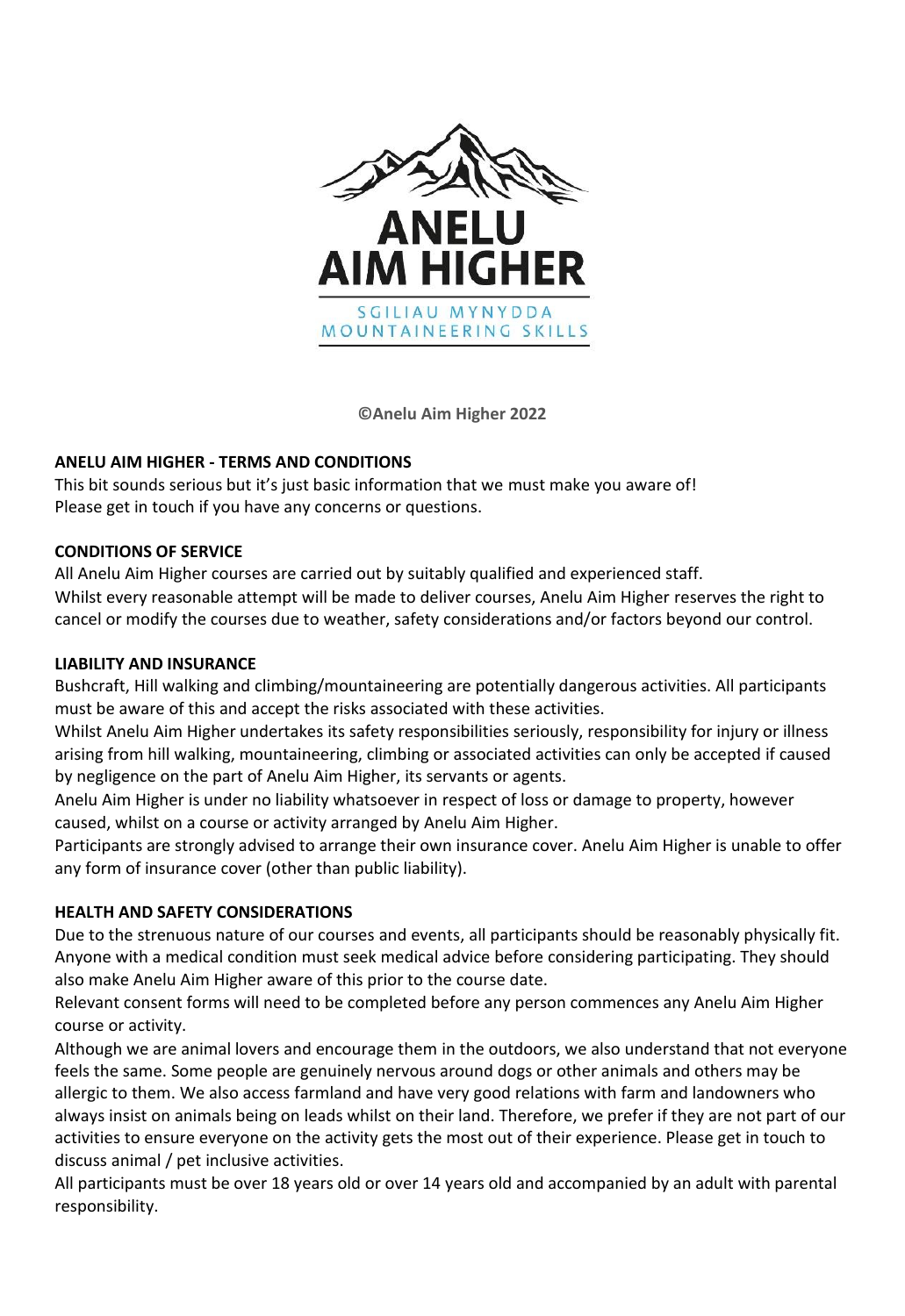ANELU AIM HIGHER

SGILIAU MYNYDDA
MOUNTAINEERING SKILLS

**©Anelu Aim Higher 2022**

## ANELU AIM HIGHER - TERMS AND CONDITIONS

This bit sounds serious but it's just basic information that we must make you aware of!
Please get in touch if you have any concerns or questions.

### CONDITIONS OF SERVICE

All Anelu Aim Higher courses are carried out by suitably qualified and experienced staff.
Whilst every reasonable attempt will be made to deliver courses, Anelu Aim Higher reserves the right to cancel or modify the courses due to weather, safety considerations and/or factors beyond our control.

### LIABILITY AND INSURANCE

Bushcraft, Hill walking and climbing/mountaineering are potentially dangerous activities. All participants must be aware of this and accept the risks associated with these activities.
Whilst Anelu Aim Higher undertakes its safety responsibilities seriously, responsibility for injury or illness arising from hill walking, mountaineering, climbing or associated activities can only be accepted if caused by negligence on the part of Anelu Aim Higher, its servants or agents.
Anelu Aim Higher is under no liability whatsoever in respect of loss or damage to property, however caused, whilst on a course or activity arranged by Anelu Aim Higher.
Participants are strongly advised to arrange their own insurance cover. Anelu Aim Higher is unable to offer any form of insurance cover (other than public liability).

### HEALTH AND SAFETY CONSIDERATIONS

Due to the strenuous nature of our courses and events, all participants should be reasonably physically fit.
Anyone with a medical condition must seek medical advice before considering participating. They should also make Anelu Aim Higher aware of this prior to the course date.
Relevant consent forms will need to be completed before any person commences any Anelu Aim Higher course or activity.
Although we are animal lovers and encourage them in the outdoors, we also understand that not everyone feels the same. Some people are genuinely nervous around dogs or other animals and others may be allergic to them. We also access farmland and have very good relations with farm and landowners who always insist on animals being on leads whilst on their land. Therefore, we prefer if they are not part of our activities to ensure everyone on the activity gets the most out of their experience. Please get in touch to discuss animal / pet inclusive activities.
All participants must be over 18 years old or over 14 years old and accompanied by an adult with parental responsibility.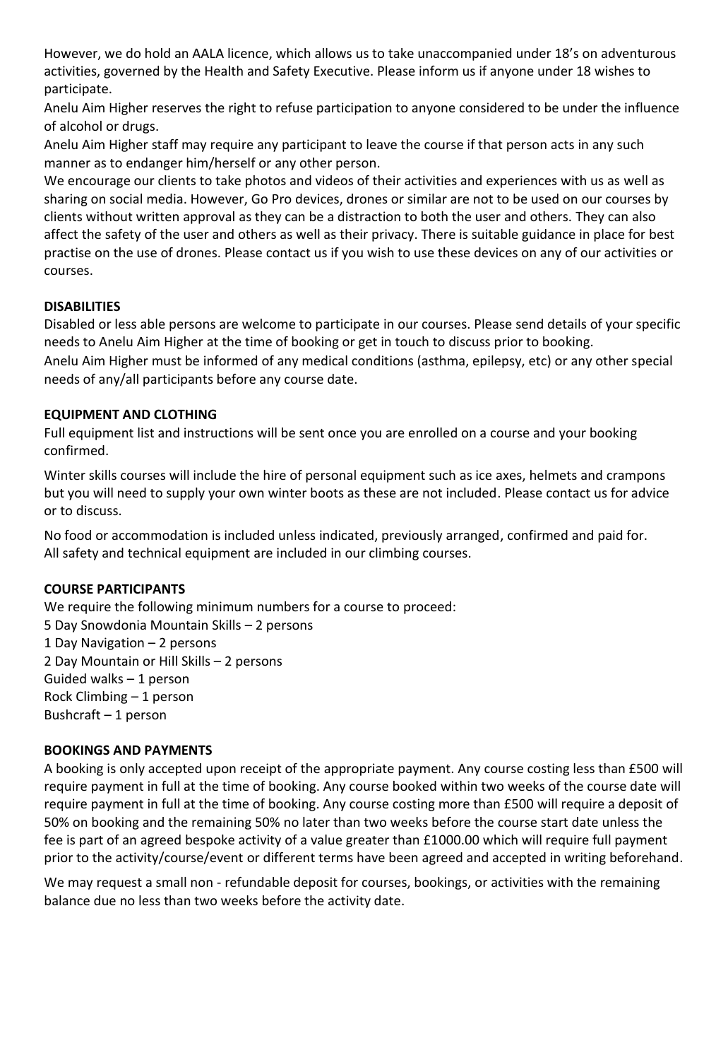However, we do hold an AALA licence, which allows us to take unaccompanied under 18's on adventurous activities, governed by the Health and Safety Executive. Please inform us if anyone under 18 wishes to participate.

Anelu Aim Higher reserves the right to refuse participation to anyone considered to be under the influence of alcohol or drugs.

Anelu Aim Higher staff may require any participant to leave the course if that person acts in any such manner as to endanger him/herself or any other person.

We encourage our clients to take photos and videos of their activities and experiences with us as well as sharing on social media. However, Go Pro devices, drones or similar are not to be used on our courses by clients without written approval as they can be a distraction to both the user and others. They can also affect the safety of the user and others as well as their privacy. There is suitable guidance in place for best practise on the use of drones. Please contact us if you wish to use these devices on any of our activities or courses.

**DISABILITIES**

Disabled or less able persons are welcome to participate in our courses. Please send details of your specific needs to Anelu Aim Higher at the time of booking or get in touch to discuss prior to booking.

Anelu Aim Higher must be informed of any medical conditions (asthma, epilepsy, etc) or any other special needs of any/all participants before any course date.

**EQUIPMENT AND CLOTHING**

Full equipment list and instructions will be sent once you are enrolled on a course and your booking confirmed.

Winter skills courses will include the hire of personal equipment such as ice axes, helmets and crampons but you will need to supply your own winter boots as these are not included. Please contact us for advice or to discuss.

No food or accommodation is included unless indicated, previously arranged, confirmed and paid for.
All safety and technical equipment are included in our climbing courses.

**COURSE PARTICIPANTS**

We require the following minimum numbers for a course to proceed:
5 Day Snowdonia Mountain Skills – 2 persons
1 Day Navigation – 2 persons
2 Day Mountain or Hill Skills – 2 persons
Guided walks – 1 person
Rock Climbing – 1 person
Bushcraft – 1 person

**BOOKINGS AND PAYMENTS**

A booking is only accepted upon receipt of the appropriate payment. Any course costing less than £500 will require payment in full at the time of booking. Any course booked within two weeks of the course date will require payment in full at the time of booking. Any course costing more than £500 will require a deposit of 50% on booking and the remaining 50% no later than two weeks before the course start date unless the fee is part of an agreed bespoke activity of a value greater than £1000.00 which will require full payment prior to the activity/course/event or different terms have been agreed and accepted in writing beforehand.

We may request a small non - refundable deposit for courses, bookings, or activities with the remaining balance due no less than two weeks before the activity date.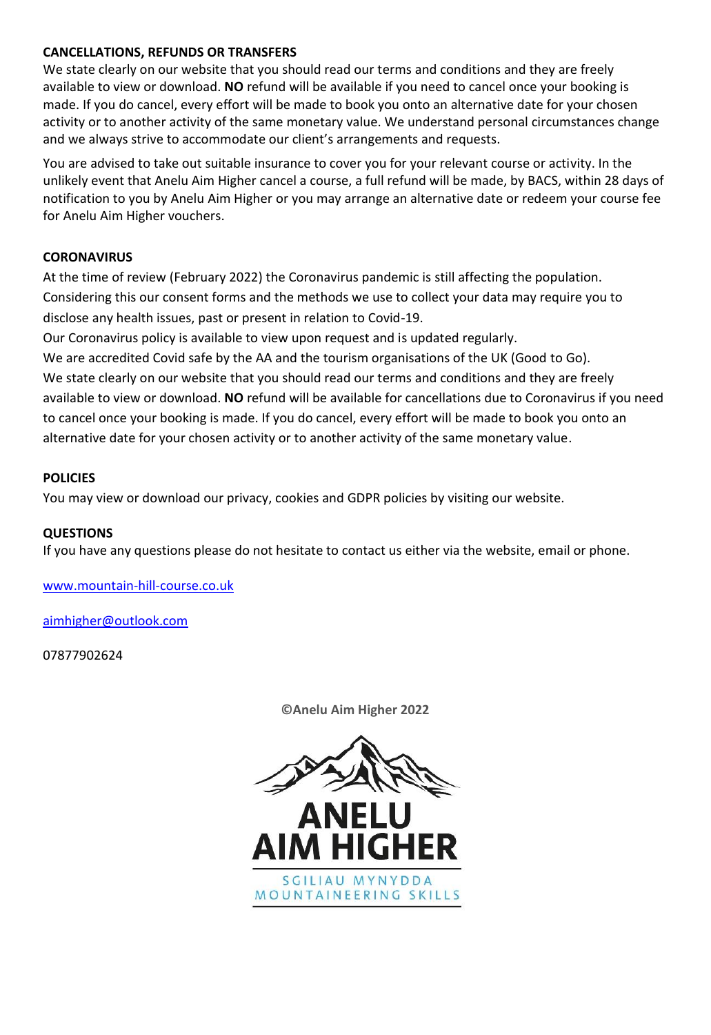## CANCELLATIONS, REFUNDS OR TRANSFERS

We state clearly on our website that you should read our terms and conditions and they are freely available to view or download. **NO** refund will be available if you need to cancel once your booking is made. If you do cancel, every effort will be made to book you onto an alternative date for your chosen activity or to another activity of the same monetary value. We understand personal circumstances change and we always strive to accommodate our client's arrangements and requests.

You are advised to take out suitable insurance to cover you for your relevant course or activity. In the unlikely event that Anelu Aim Higher cancel a course, a full refund will be made, by BACS, within 28 days of notification to you by Anelu Aim Higher or you may arrange an alternative date or redeem your course fee for Anelu Aim Higher vouchers.

## CORONAVIRUS

At the time of review (February 2022) the Coronavirus pandemic is still affecting the population. Considering this our consent forms and the methods we use to collect your data may require you to disclose any health issues, past or present in relation to Covid-19.

Our Coronavirus policy is available to view upon request and is updated regularly.

We are accredited Covid safe by the AA and the tourism organisations of the UK (Good to Go).

We state clearly on our website that you should read our terms and conditions and they are freely available to view or download. **NO** refund will be available for cancellations due to Coronavirus if you need to cancel once your booking is made. If you do cancel, every effort will be made to book you onto an alternative date for your chosen activity or to another activity of the same monetary value.

## POLICIES

You may view or download our privacy, cookies and GDPR policies by visiting our website.

## QUESTIONS

If you have any questions please do not hesitate to contact us either via the website, email or phone.

www.mountain-hill-course.co.uk

aimhigher@outlook.com

07877902624

**©Anelu Aim Higher 2022**

ANELU AIM HIGHER

SGILIAU MYNYDDA
MOUNTAINEERING SKILLS